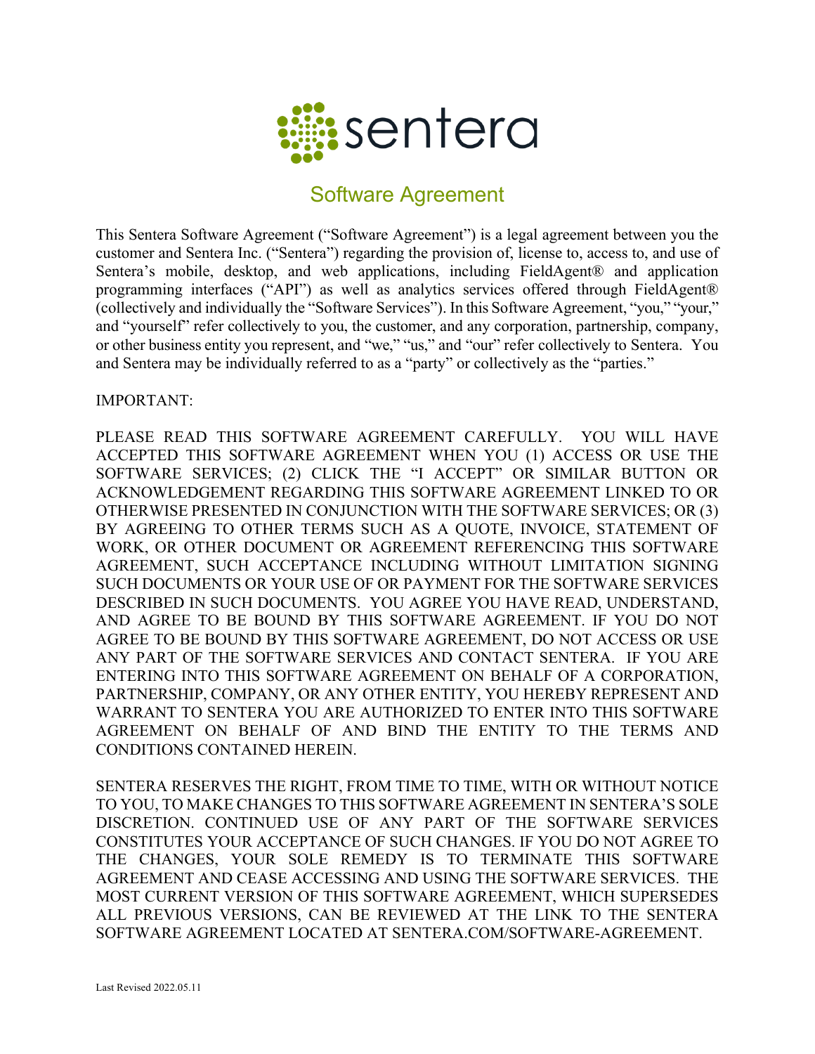# sentera

## Software Agreement

This Sentera Software Agreement ("Software Agreement") is a legal agreement between you the customer and Sentera Inc. ("Sentera") regarding the provision of, license to, access to, and use of Sentera's mobile, desktop, and web applications, including FieldAgent® and application programming interfaces ("API") as well as analytics services offered through FieldAgent® (collectively and individually the "Software Services"). In this Software Agreement, "you," "your," and "yourself" refer collectively to you, the customer, and any corporation, partnership, company, or other business entity you represent, and "we," "us," and "our" refer collectively to Sentera. You and Sentera may be individually referred to as a "party" or collectively as the "parties."

IMPORTANT:

PLEASE READ THIS SOFTWARE AGREEMENT CAREFULLY. YOU WILL HAVE ACCEPTED THIS SOFTWARE AGREEMENT WHEN YOU (1) ACCESS OR USE THE SOFTWARE SERVICES; (2) CLICK THE "I ACCEPT" OR SIMILAR BUTTON OR ACKNOWLEDGEMENT REGARDING THIS SOFTWARE AGREEMENT LINKED TO OR OTHERWISE PRESENTED IN CONJUNCTION WITH THE SOFTWARE SERVICES; OR (3) BY AGREEING TO OTHER TERMS SUCH AS A QUOTE, INVOICE, STATEMENT OF WORK, OR OTHER DOCUMENT OR AGREEMENT REFERENCING THIS SOFTWARE AGREEMENT, SUCH ACCEPTANCE INCLUDING WITHOUT LIMITATION SIGNING SUCH DOCUMENTS OR YOUR USE OF OR PAYMENT FOR THE SOFTWARE SERVICES DESCRIBED IN SUCH DOCUMENTS. YOU AGREE YOU HAVE READ, UNDERSTAND, AND AGREE TO BE BOUND BY THIS SOFTWARE AGREEMENT. IF YOU DO NOT AGREE TO BE BOUND BY THIS SOFTWARE AGREEMENT, DO NOT ACCESS OR USE ANY PART OF THE SOFTWARE SERVICES AND CONTACT SENTERA. IF YOU ARE ENTERING INTO THIS SOFTWARE AGREEMENT ON BEHALF OF A CORPORATION, PARTNERSHIP, COMPANY, OR ANY OTHER ENTITY, YOU HEREBY REPRESENT AND WARRANT TO SENTERA YOU ARE AUTHORIZED TO ENTER INTO THIS SOFTWARE AGREEMENT ON BEHALF OF AND BIND THE ENTITY TO THE TERMS AND CONDITIONS CONTAINED HEREIN.

SENTERA RESERVES THE RIGHT, FROM TIME TO TIME, WITH OR WITHOUT NOTICE TO YOU, TO MAKE CHANGES TO THIS SOFTWARE AGREEMENT IN SENTERA'S SOLE DISCRETION. CONTINUED USE OF ANY PART OF THE SOFTWARE SERVICES CONSTITUTES YOUR ACCEPTANCE OF SUCH CHANGES. IF YOU DO NOT AGREE TO THE CHANGES, YOUR SOLE REMEDY IS TO TERMINATE THIS SOFTWARE AGREEMENT AND CEASE ACCESSING AND USING THE SOFTWARE SERVICES. THE MOST CURRENT VERSION OF THIS SOFTWARE AGREEMENT, WHICH SUPERSEDES ALL PREVIOUS VERSIONS, CAN BE REVIEWED AT THE LINK TO THE SENTERA SOFTWARE AGREEMENT LOCATED AT SENTERA.COM/SOFTWARE-AGREEMENT.

Last Revised 2022.05.11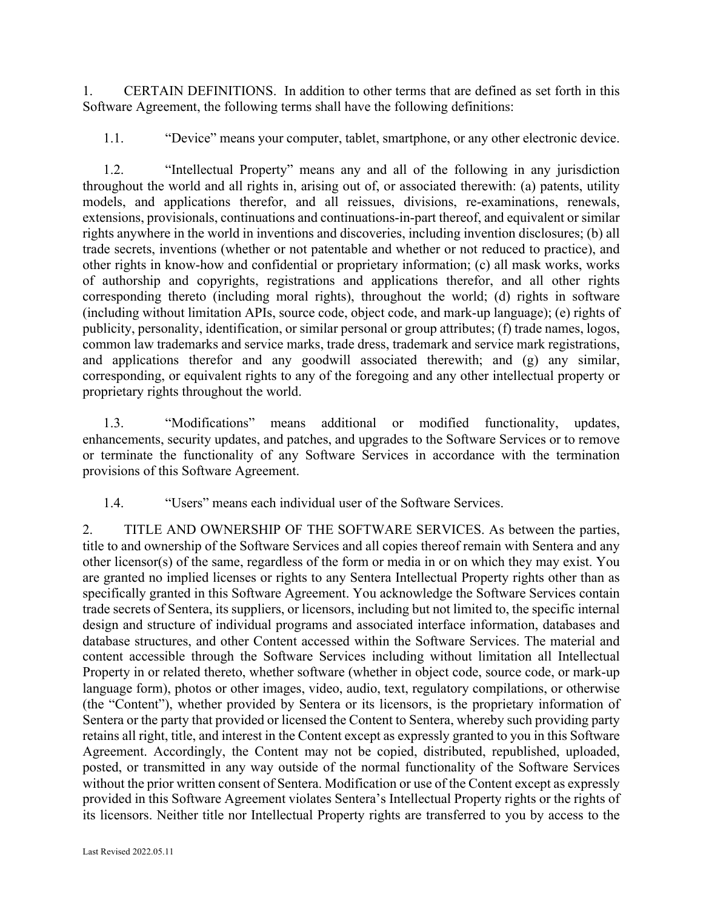1. CERTAIN DEFINITIONS. In addition to other terms that are defined as set forth in this Software Agreement, the following terms shall have the following definitions:

1.1. "Device" means your computer, tablet, smartphone, or any other electronic device.

1.2. "Intellectual Property" means any and all of the following in any jurisdiction throughout the world and all rights in, arising out of, or associated therewith: (a) patents, utility models, and applications therefor, and all reissues, divisions, re-examinations, renewals, extensions, provisionals, continuations and continuations-in-part thereof, and equivalent or similar rights anywhere in the world in inventions and discoveries, including invention disclosures; (b) all trade secrets, inventions (whether or not patentable and whether or not reduced to practice), and other rights in know-how and confidential or proprietary information; (c) all mask works, works of authorship and copyrights, registrations and applications therefor, and all other rights corresponding thereto (including moral rights), throughout the world; (d) rights in software (including without limitation APIs, source code, object code, and mark-up language); (e) rights of publicity, personality, identification, or similar personal or group attributes; (f) trade names, logos, common law trademarks and service marks, trade dress, trademark and service mark registrations, and applications therefor and any goodwill associated therewith; and (g) any similar, corresponding, or equivalent rights to any of the foregoing and any other intellectual property or proprietary rights throughout the world.

1.3. "Modifications" means additional or modified functionality, updates, enhancements, security updates, and patches, and upgrades to the Software Services or to remove or terminate the functionality of any Software Services in accordance with the termination provisions of this Software Agreement.

1.4. "Users" means each individual user of the Software Services.

2. TITLE AND OWNERSHIP OF THE SOFTWARE SERVICES. As between the parties, title to and ownership of the Software Services and all copies thereof remain with Sentera and any other licensor(s) of the same, regardless of the form or media in or on which they may exist. You are granted no implied licenses or rights to any Sentera Intellectual Property rights other than as specifically granted in this Software Agreement. You acknowledge the Software Services contain trade secrets of Sentera, its suppliers, or licensors, including but not limited to, the specific internal design and structure of individual programs and associated interface information, databases and database structures, and other Content accessed within the Software Services. The material and content accessible through the Software Services including without limitation all Intellectual Property in or related thereto, whether software (whether in object code, source code, or mark-up language form), photos or other images, video, audio, text, regulatory compilations, or otherwise (the "Content"), whether provided by Sentera or its licensors, is the proprietary information of Sentera or the party that provided or licensed the Content to Sentera, whereby such providing party retains all right, title, and interest in the Content except as expressly granted to you in this Software Agreement. Accordingly, the Content may not be copied, distributed, republished, uploaded, posted, or transmitted in any way outside of the normal functionality of the Software Services without the prior written consent of Sentera. Modification or use of the Content except as expressly provided in this Software Agreement violates Sentera's Intellectual Property rights or the rights of its licensors. Neither title nor Intellectual Property rights are transferred to you by access to the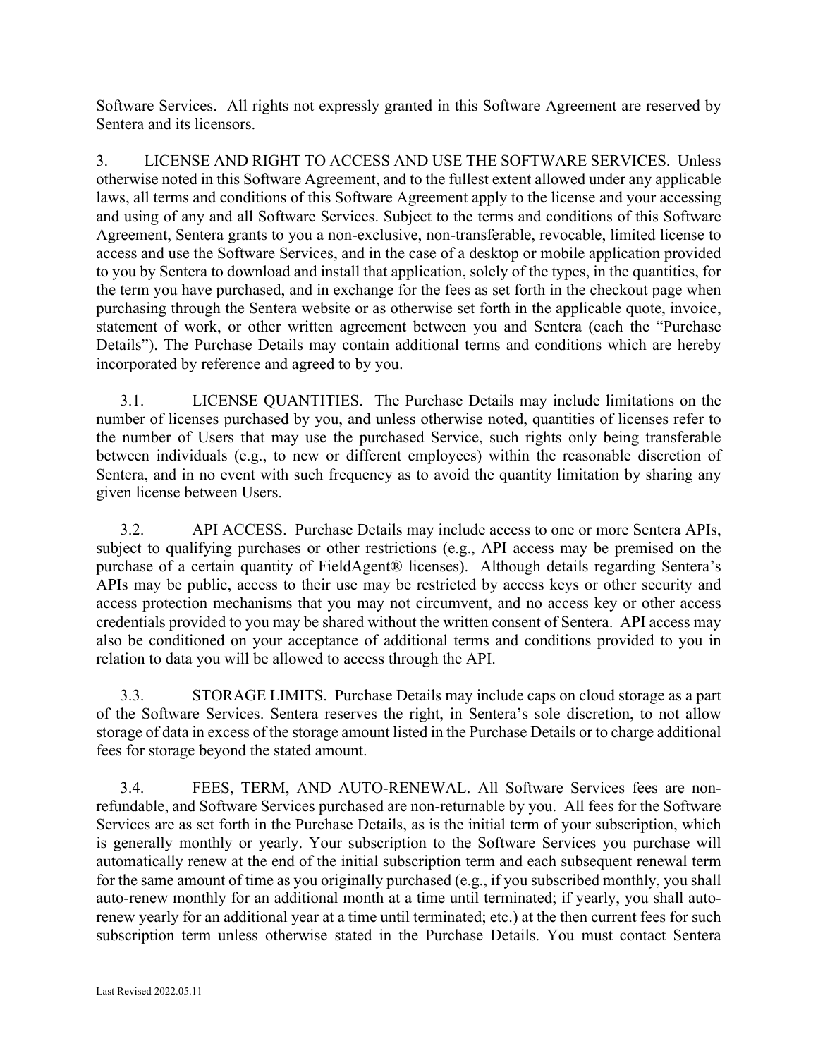Software Services. All rights not expressly granted in this Software Agreement are reserved by Sentera and its licensors.

3. LICENSE AND RIGHT TO ACCESS AND USE THE SOFTWARE SERVICES. Unless otherwise noted in this Software Agreement, and to the fullest extent allowed under any applicable laws, all terms and conditions of this Software Agreement apply to the license and your accessing and using of any and all Software Services. Subject to the terms and conditions of this Software Agreement, Sentera grants to you a non-exclusive, non-transferable, revocable, limited license to access and use the Software Services, and in the case of a desktop or mobile application provided to you by Sentera to download and install that application, solely of the types, in the quantities, for the term you have purchased, and in exchange for the fees as set forth in the checkout page when purchasing through the Sentera website or as otherwise set forth in the applicable quote, invoice, statement of work, or other written agreement between you and Sentera (each the "Purchase Details"). The Purchase Details may contain additional terms and conditions which are hereby incorporated by reference and agreed to by you.

3.1. LICENSE QUANTITIES. The Purchase Details may include limitations on the number of licenses purchased by you, and unless otherwise noted, quantities of licenses refer to the number of Users that may use the purchased Service, such rights only being transferable between individuals (e.g., to new or different employees) within the reasonable discretion of Sentera, and in no event with such frequency as to avoid the quantity limitation by sharing any given license between Users.

3.2. API ACCESS. Purchase Details may include access to one or more Sentera APIs, subject to qualifying purchases or other restrictions (e.g., API access may be premised on the purchase of a certain quantity of FieldAgent® licenses). Although details regarding Sentera's APIs may be public, access to their use may be restricted by access keys or other security and access protection mechanisms that you may not circumvent, and no access key or other access credentials provided to you may be shared without the written consent of Sentera. API access may also be conditioned on your acceptance of additional terms and conditions provided to you in relation to data you will be allowed to access through the API.

3.3. STORAGE LIMITS. Purchase Details may include caps on cloud storage as a part of the Software Services. Sentera reserves the right, in Sentera's sole discretion, to not allow storage of data in excess of the storage amount listed in the Purchase Details or to charge additional fees for storage beyond the stated amount.

3.4. FEES, TERM, AND AUTO-RENEWAL. All Software Services fees are non-refundable, and Software Services purchased are non-returnable by you. All fees for the Software Services are as set forth in the Purchase Details, as is the initial term of your subscription, which is generally monthly or yearly. Your subscription to the Software Services you purchase will automatically renew at the end of the initial subscription term and each subsequent renewal term for the same amount of time as you originally purchased (e.g., if you subscribed monthly, you shall auto-renew monthly for an additional month at a time until terminated; if yearly, you shall auto-renew yearly for an additional year at a time until terminated; etc.) at the then current fees for such subscription term unless otherwise stated in the Purchase Details. You must contact Sentera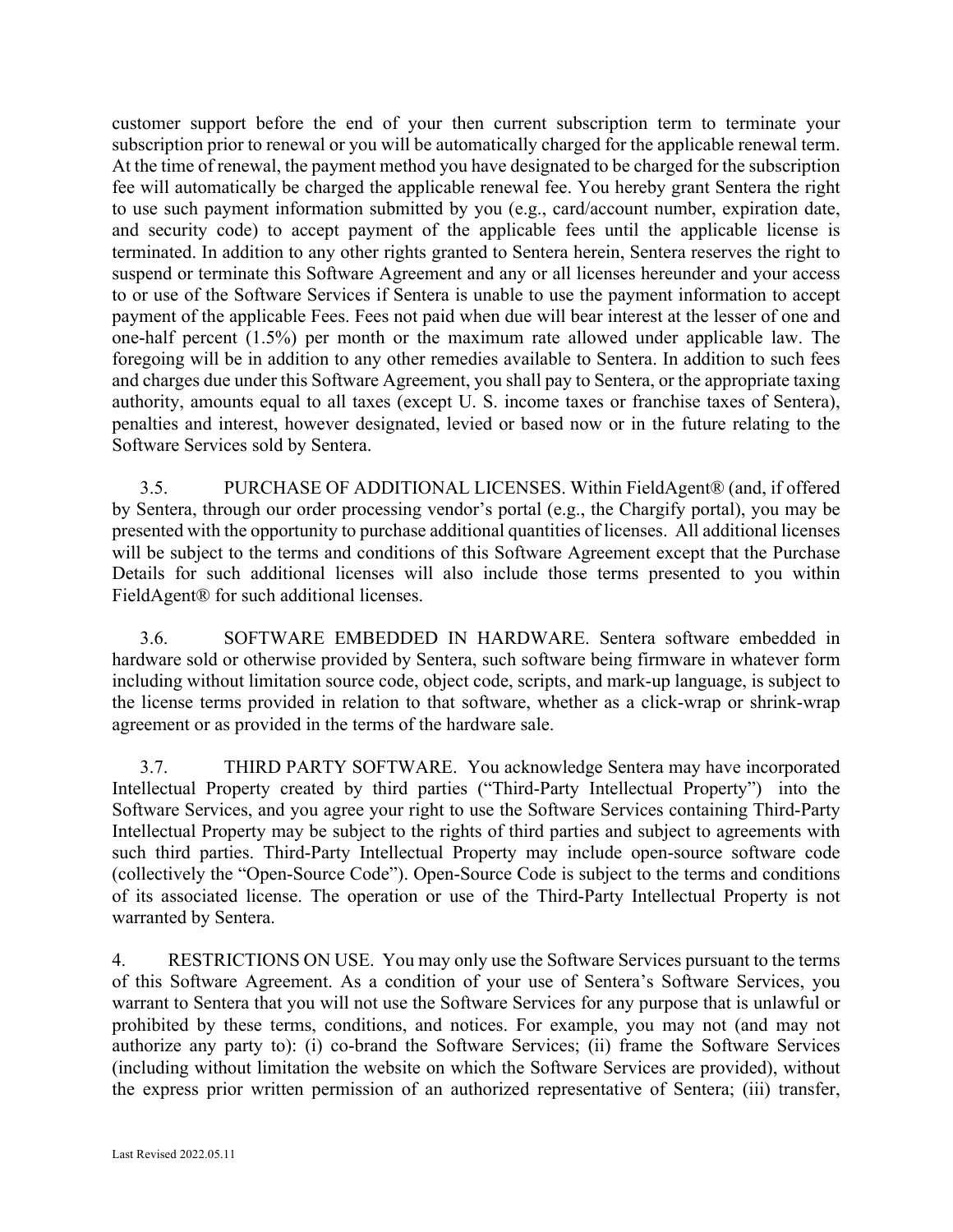customer support before the end of your then current subscription term to terminate your subscription prior to renewal or you will be automatically charged for the applicable renewal term. At the time of renewal, the payment method you have designated to be charged for the subscription fee will automatically be charged the applicable renewal fee. You hereby grant Sentera the right to use such payment information submitted by you (e.g., card/account number, expiration date, and security code) to accept payment of the applicable fees until the applicable license is terminated. In addition to any other rights granted to Sentera herein, Sentera reserves the right to suspend or terminate this Software Agreement and any or all licenses hereunder and your access to or use of the Software Services if Sentera is unable to use the payment information to accept payment of the applicable Fees. Fees not paid when due will bear interest at the lesser of one and one-half percent (1.5%) per month or the maximum rate allowed under applicable law. The foregoing will be in addition to any other remedies available to Sentera. In addition to such fees and charges due under this Software Agreement, you shall pay to Sentera, or the appropriate taxing authority, amounts equal to all taxes (except U. S. income taxes or franchise taxes of Sentera), penalties and interest, however designated, levied or based now or in the future relating to the Software Services sold by Sentera.

3.5. PURCHASE OF ADDITIONAL LICENSES. Within FieldAgent® (and, if offered by Sentera, through our order processing vendor's portal (e.g., the Chargify portal), you may be presented with the opportunity to purchase additional quantities of licenses. All additional licenses will be subject to the terms and conditions of this Software Agreement except that the Purchase Details for such additional licenses will also include those terms presented to you within FieldAgent® for such additional licenses.

3.6. SOFTWARE EMBEDDED IN HARDWARE. Sentera software embedded in hardware sold or otherwise provided by Sentera, such software being firmware in whatever form including without limitation source code, object code, scripts, and mark-up language, is subject to the license terms provided in relation to that software, whether as a click-wrap or shrink-wrap agreement or as provided in the terms of the hardware sale.

3.7. THIRD PARTY SOFTWARE. You acknowledge Sentera may have incorporated Intellectual Property created by third parties ("Third-Party Intellectual Property") into the Software Services, and you agree your right to use the Software Services containing Third-Party Intellectual Property may be subject to the rights of third parties and subject to agreements with such third parties. Third-Party Intellectual Property may include open-source software code (collectively the "Open-Source Code"). Open-Source Code is subject to the terms and conditions of its associated license. The operation or use of the Third-Party Intellectual Property is not warranted by Sentera.

4. RESTRICTIONS ON USE. You may only use the Software Services pursuant to the terms of this Software Agreement. As a condition of your use of Sentera's Software Services, you warrant to Sentera that you will not use the Software Services for any purpose that is unlawful or prohibited by these terms, conditions, and notices. For example, you may not (and may not authorize any party to): (i) co-brand the Software Services; (ii) frame the Software Services (including without limitation the website on which the Software Services are provided), without the express prior written permission of an authorized representative of Sentera; (iii) transfer,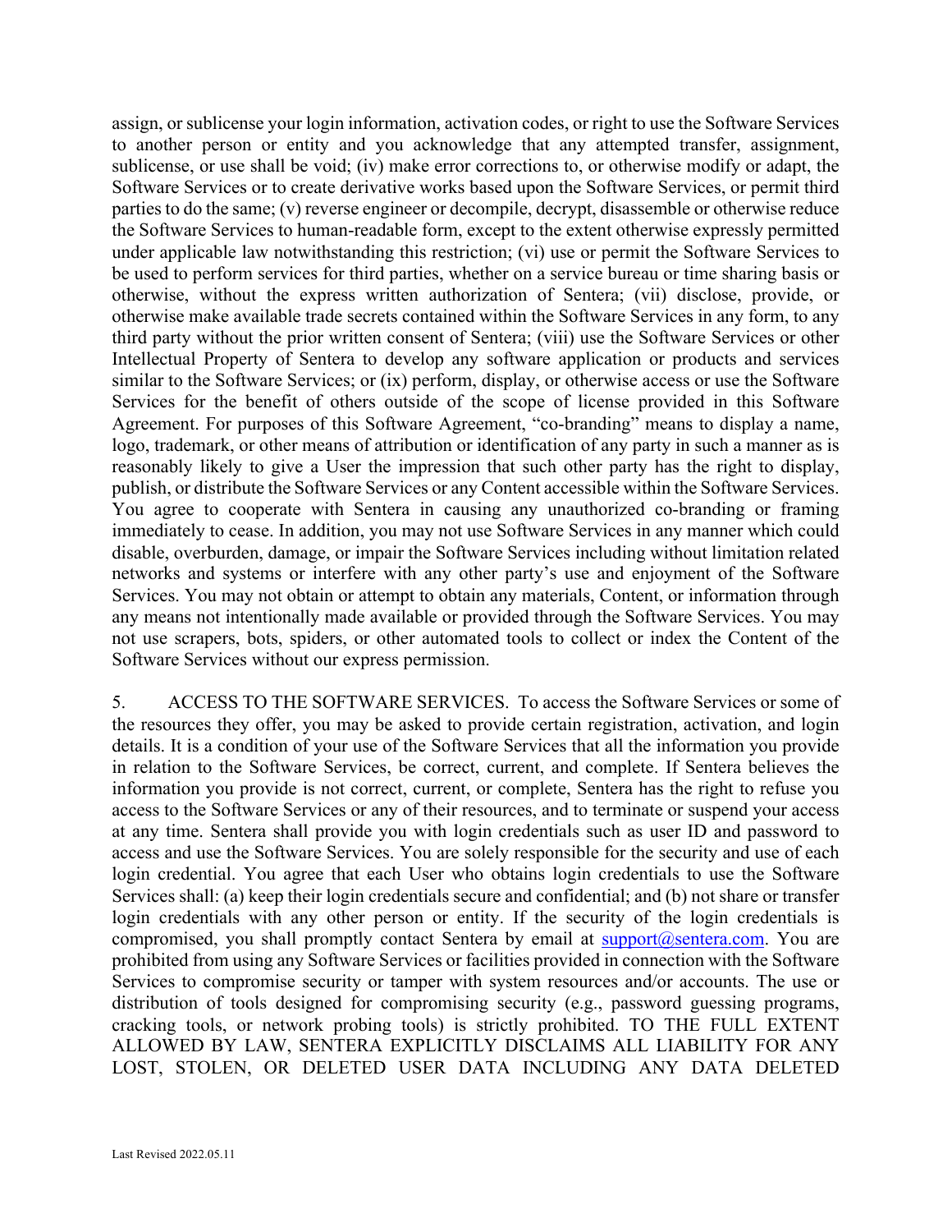assign, or sublicense your login information, activation codes, or right to use the Software Services to another person or entity and you acknowledge that any attempted transfer, assignment, sublicense, or use shall be void; (iv) make error corrections to, or otherwise modify or adapt, the Software Services or to create derivative works based upon the Software Services, or permit third parties to do the same; (v) reverse engineer or decompile, decrypt, disassemble or otherwise reduce the Software Services to human-readable form, except to the extent otherwise expressly permitted under applicable law notwithstanding this restriction; (vi) use or permit the Software Services to be used to perform services for third parties, whether on a service bureau or time sharing basis or otherwise, without the express written authorization of Sentera; (vii) disclose, provide, or otherwise make available trade secrets contained within the Software Services in any form, to any third party without the prior written consent of Sentera; (viii) use the Software Services or other Intellectual Property of Sentera to develop any software application or products and services similar to the Software Services; or (ix) perform, display, or otherwise access or use the Software Services for the benefit of others outside of the scope of license provided in this Software Agreement. For purposes of this Software Agreement, "co-branding" means to display a name, logo, trademark, or other means of attribution or identification of any party in such a manner as is reasonably likely to give a User the impression that such other party has the right to display, publish, or distribute the Software Services or any Content accessible within the Software Services. You agree to cooperate with Sentera in causing any unauthorized co-branding or framing immediately to cease. In addition, you may not use Software Services in any manner which could disable, overburden, damage, or impair the Software Services including without limitation related networks and systems or interfere with any other party's use and enjoyment of the Software Services. You may not obtain or attempt to obtain any materials, Content, or information through any means not intentionally made available or provided through the Software Services. You may not use scrapers, bots, spiders, or other automated tools to collect or index the Content of the Software Services without our express permission.

5. ACCESS TO THE SOFTWARE SERVICES. To access the Software Services or some of the resources they offer, you may be asked to provide certain registration, activation, and login details. It is a condition of your use of the Software Services that all the information you provide in relation to the Software Services, be correct, current, and complete. If Sentera believes the information you provide is not correct, current, or complete, Sentera has the right to refuse you access to the Software Services or any of their resources, and to terminate or suspend your access at any time. Sentera shall provide you with login credentials such as user ID and password to access and use the Software Services. You are solely responsible for the security and use of each login credential. You agree that each User who obtains login credentials to use the Software Services shall: (a) keep their login credentials secure and confidential; and (b) not share or transfer login credentials with any other person or entity. If the security of the login credentials is compromised, you shall promptly contact Sentera by email at support@sentera.com. You are prohibited from using any Software Services or facilities provided in connection with the Software Services to compromise security or tamper with system resources and/or accounts. The use or distribution of tools designed for compromising security (e.g., password guessing programs, cracking tools, or network probing tools) is strictly prohibited. TO THE FULL EXTENT ALLOWED BY LAW, SENTERA EXPLICITLY DISCLAIMS ALL LIABILITY FOR ANY LOST, STOLEN, OR DELETED USER DATA INCLUDING ANY DATA DELETED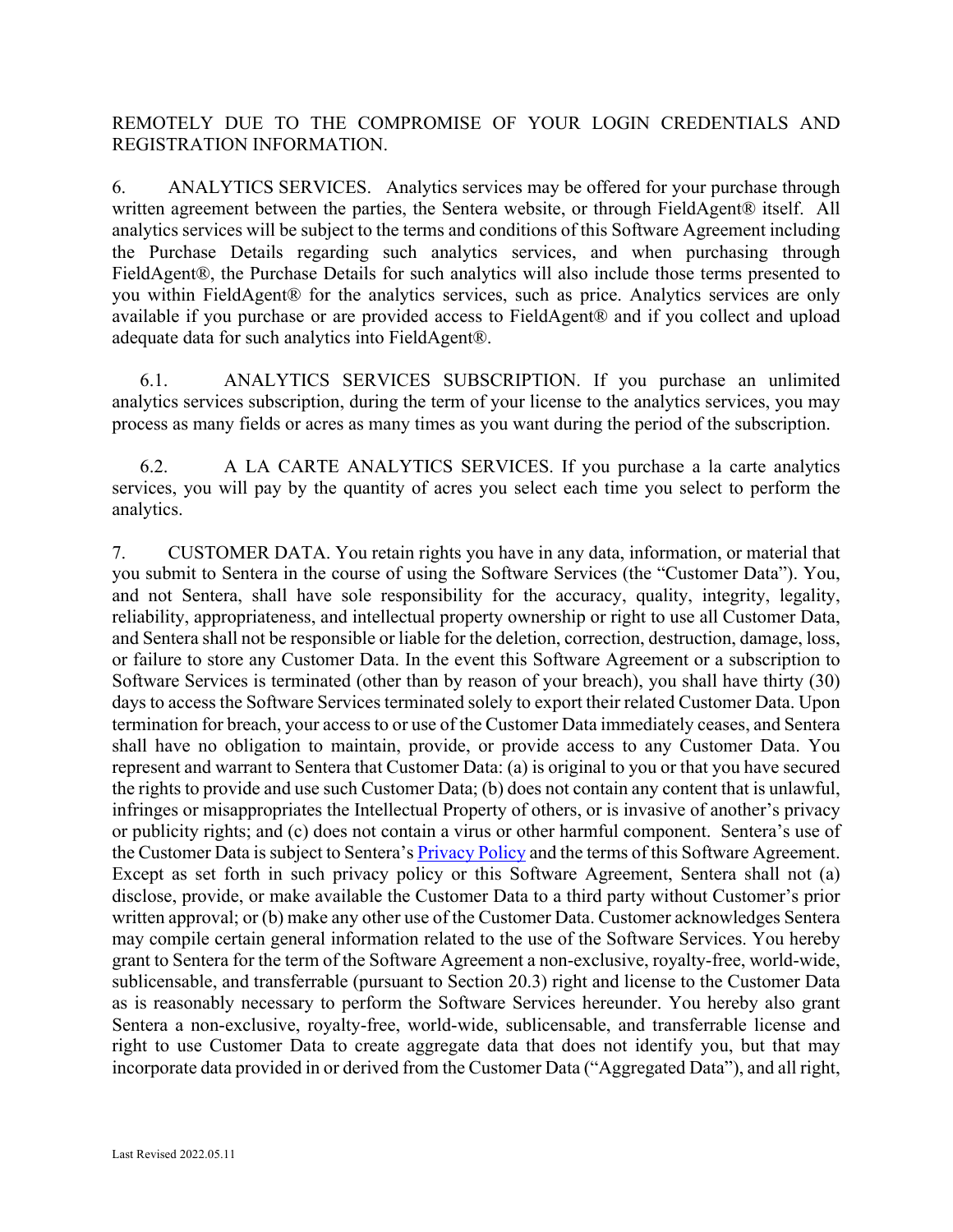REMOTELY DUE TO THE COMPROMISE OF YOUR LOGIN CREDENTIALS AND REGISTRATION INFORMATION.

6. ANALYTICS SERVICES. Analytics services may be offered for your purchase through written agreement between the parties, the Sentera website, or through FieldAgent® itself. All analytics services will be subject to the terms and conditions of this Software Agreement including the Purchase Details regarding such analytics services, and when purchasing through FieldAgent®, the Purchase Details for such analytics will also include those terms presented to you within FieldAgent® for the analytics services, such as price. Analytics services are only available if you purchase or are provided access to FieldAgent® and if you collect and upload adequate data for such analytics into FieldAgent®.

6.1. ANALYTICS SERVICES SUBSCRIPTION. If you purchase an unlimited analytics services subscription, during the term of your license to the analytics services, you may process as many fields or acres as many times as you want during the period of the subscription.

6.2. A LA CARTE ANALYTICS SERVICES. If you purchase a la carte analytics services, you will pay by the quantity of acres you select each time you select to perform the analytics.

7. CUSTOMER DATA. You retain rights you have in any data, information, or material that you submit to Sentera in the course of using the Software Services (the "Customer Data"). You, and not Sentera, shall have sole responsibility for the accuracy, quality, integrity, legality, reliability, appropriateness, and intellectual property ownership or right to use all Customer Data, and Sentera shall not be responsible or liable for the deletion, correction, destruction, damage, loss, or failure to store any Customer Data. In the event this Software Agreement or a subscription to Software Services is terminated (other than by reason of your breach), you shall have thirty (30) days to access the Software Services terminated solely to export their related Customer Data. Upon termination for breach, your access to or use of the Customer Data immediately ceases, and Sentera shall have no obligation to maintain, provide, or provide access to any Customer Data. You represent and warrant to Sentera that Customer Data: (a) is original to you or that you have secured the rights to provide and use such Customer Data; (b) does not contain any content that is unlawful, infringes or misappropriates the Intellectual Property of others, or is invasive of another's privacy or publicity rights; and (c) does not contain a virus or other harmful component. Sentera's use of the Customer Data is subject to Sentera's Privacy Policy and the terms of this Software Agreement. Except as set forth in such privacy policy or this Software Agreement, Sentera shall not (a) disclose, provide, or make available the Customer Data to a third party without Customer's prior written approval; or (b) make any other use of the Customer Data. Customer acknowledges Sentera may compile certain general information related to the use of the Software Services. You hereby grant to Sentera for the term of the Software Agreement a non-exclusive, royalty-free, world-wide, sublicensable, and transferrable (pursuant to Section 20.3) right and license to the Customer Data as is reasonably necessary to perform the Software Services hereunder. You hereby also grant Sentera a non-exclusive, royalty-free, world-wide, sublicensable, and transferrable license and right to use Customer Data to create aggregate data that does not identify you, but that may incorporate data provided in or derived from the Customer Data ("Aggregated Data"), and all right,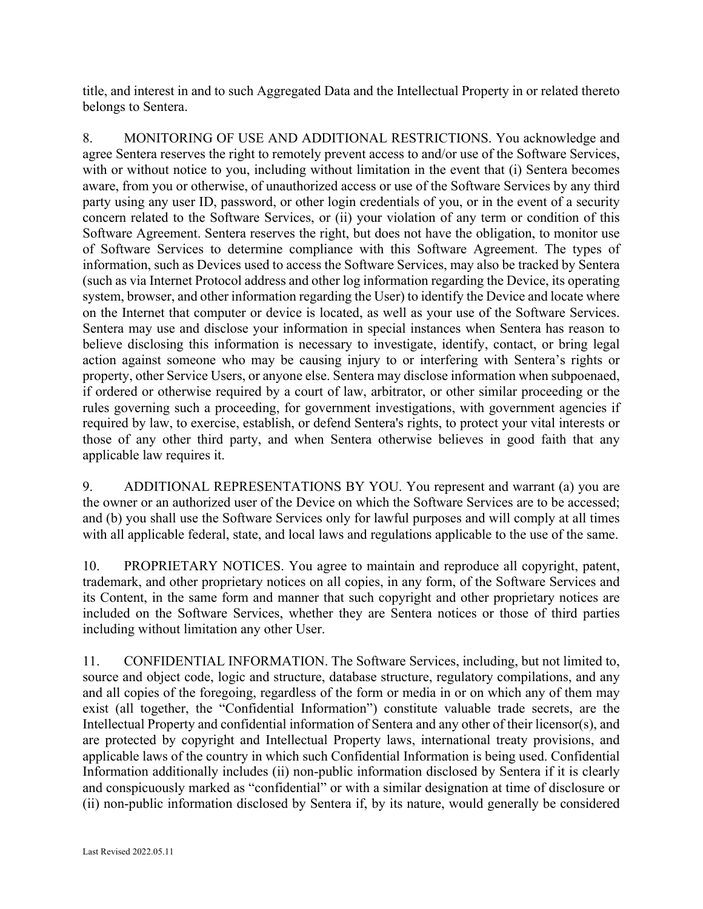title, and interest in and to such Aggregated Data and the Intellectual Property in or related thereto belongs to Sentera.

8. MONITORING OF USE AND ADDITIONAL RESTRICTIONS. You acknowledge and agree Sentera reserves the right to remotely prevent access to and/or use of the Software Services, with or without notice to you, including without limitation in the event that (i) Sentera becomes aware, from you or otherwise, of unauthorized access or use of the Software Services by any third party using any user ID, password, or other login credentials of you, or in the event of a security concern related to the Software Services, or (ii) your violation of any term or condition of this Software Agreement. Sentera reserves the right, but does not have the obligation, to monitor use of Software Services to determine compliance with this Software Agreement. The types of information, such as Devices used to access the Software Services, may also be tracked by Sentera (such as via Internet Protocol address and other log information regarding the Device, its operating system, browser, and other information regarding the User) to identify the Device and locate where on the Internet that computer or device is located, as well as your use of the Software Services. Sentera may use and disclose your information in special instances when Sentera has reason to believe disclosing this information is necessary to investigate, identify, contact, or bring legal action against someone who may be causing injury to or interfering with Sentera's rights or property, other Service Users, or anyone else. Sentera may disclose information when subpoenaed, if ordered or otherwise required by a court of law, arbitrator, or other similar proceeding or the rules governing such a proceeding, for government investigations, with government agencies if required by law, to exercise, establish, or defend Sentera's rights, to protect your vital interests or those of any other third party, and when Sentera otherwise believes in good faith that any applicable law requires it.

9. ADDITIONAL REPRESENTATIONS BY YOU. You represent and warrant (a) you are the owner or an authorized user of the Device on which the Software Services are to be accessed; and (b) you shall use the Software Services only for lawful purposes and will comply at all times with all applicable federal, state, and local laws and regulations applicable to the use of the same.

10. PROPRIETARY NOTICES. You agree to maintain and reproduce all copyright, patent, trademark, and other proprietary notices on all copies, in any form, of the Software Services and its Content, in the same form and manner that such copyright and other proprietary notices are included on the Software Services, whether they are Sentera notices or those of third parties including without limitation any other User.

11. CONFIDENTIAL INFORMATION. The Software Services, including, but not limited to, source and object code, logic and structure, database structure, regulatory compilations, and any and all copies of the foregoing, regardless of the form or media in or on which any of them may exist (all together, the "Confidential Information") constitute valuable trade secrets, are the Intellectual Property and confidential information of Sentera and any other of their licensor(s), and are protected by copyright and Intellectual Property laws, international treaty provisions, and applicable laws of the country in which such Confidential Information is being used. Confidential Information additionally includes (ii) non-public information disclosed by Sentera if it is clearly and conspicuously marked as "confidential" or with a similar designation at time of disclosure or (ii) non-public information disclosed by Sentera if, by its nature, would generally be considered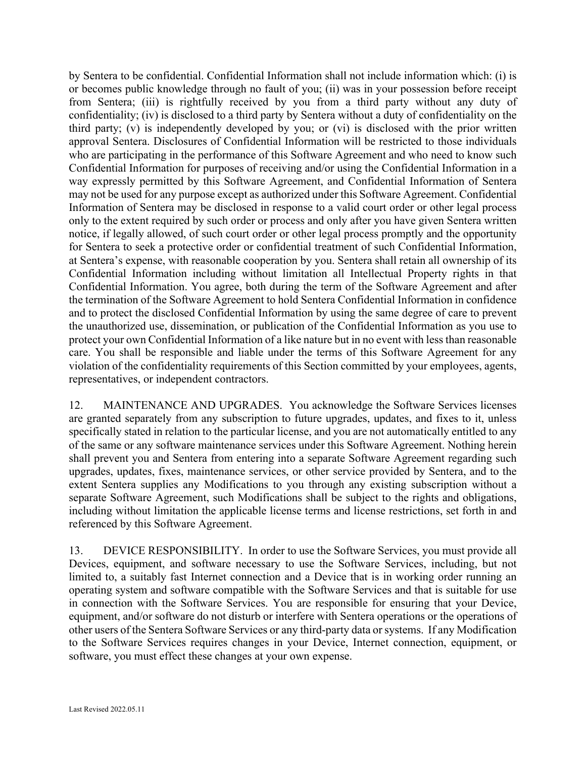by Sentera to be confidential. Confidential Information shall not include information which: (i) is or becomes public knowledge through no fault of you; (ii) was in your possession before receipt from Sentera; (iii) is rightfully received by you from a third party without any duty of confidentiality; (iv) is disclosed to a third party by Sentera without a duty of confidentiality on the third party; (v) is independently developed by you; or (vi) is disclosed with the prior written approval Sentera. Disclosures of Confidential Information will be restricted to those individuals who are participating in the performance of this Software Agreement and who need to know such Confidential Information for purposes of receiving and/or using the Confidential Information in a way expressly permitted by this Software Agreement, and Confidential Information of Sentera may not be used for any purpose except as authorized under this Software Agreement. Confidential Information of Sentera may be disclosed in response to a valid court order or other legal process only to the extent required by such order or process and only after you have given Sentera written notice, if legally allowed, of such court order or other legal process promptly and the opportunity for Sentera to seek a protective order or confidential treatment of such Confidential Information, at Sentera's expense, with reasonable cooperation by you. Sentera shall retain all ownership of its Confidential Information including without limitation all Intellectual Property rights in that Confidential Information. You agree, both during the term of the Software Agreement and after the termination of the Software Agreement to hold Sentera Confidential Information in confidence and to protect the disclosed Confidential Information by using the same degree of care to prevent the unauthorized use, dissemination, or publication of the Confidential Information as you use to protect your own Confidential Information of a like nature but in no event with less than reasonable care. You shall be responsible and liable under the terms of this Software Agreement for any violation of the confidentiality requirements of this Section committed by your employees, agents, representatives, or independent contractors.

12. MAINTENANCE AND UPGRADES. You acknowledge the Software Services licenses are granted separately from any subscription to future upgrades, updates, and fixes to it, unless specifically stated in relation to the particular license, and you are not automatically entitled to any of the same or any software maintenance services under this Software Agreement. Nothing herein shall prevent you and Sentera from entering into a separate Software Agreement regarding such upgrades, updates, fixes, maintenance services, or other service provided by Sentera, and to the extent Sentera supplies any Modifications to you through any existing subscription without a separate Software Agreement, such Modifications shall be subject to the rights and obligations, including without limitation the applicable license terms and license restrictions, set forth in and referenced by this Software Agreement.

13. DEVICE RESPONSIBILITY. In order to use the Software Services, you must provide all Devices, equipment, and software necessary to use the Software Services, including, but not limited to, a suitably fast Internet connection and a Device that is in working order running an operating system and software compatible with the Software Services and that is suitable for use in connection with the Software Services. You are responsible for ensuring that your Device, equipment, and/or software do not disturb or interfere with Sentera operations or the operations of other users of the Sentera Software Services or any third-party data or systems. If any Modification to the Software Services requires changes in your Device, Internet connection, equipment, or software, you must effect these changes at your own expense.

Last Revised 2022.05.11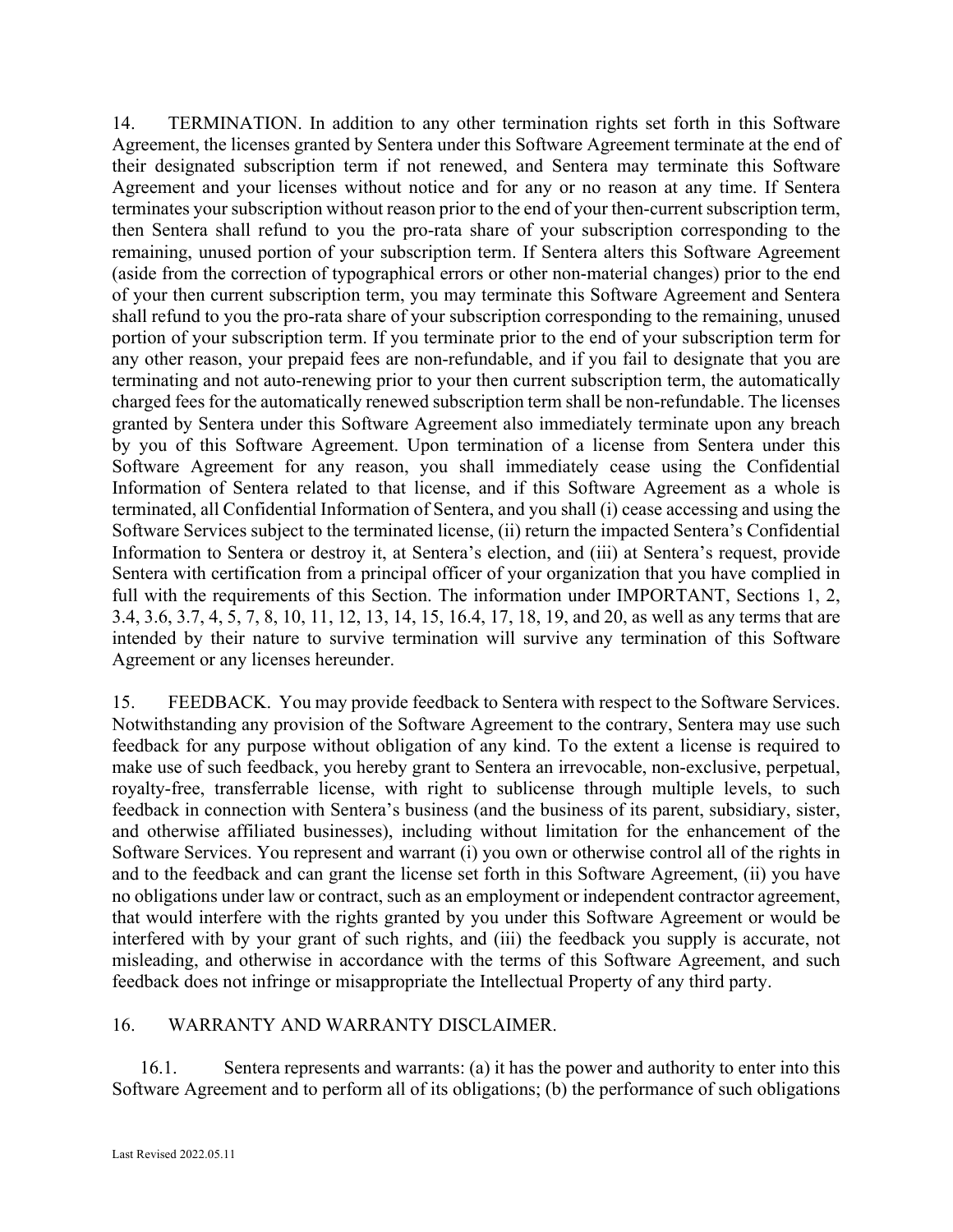14. TERMINATION. In addition to any other termination rights set forth in this Software Agreement, the licenses granted by Sentera under this Software Agreement terminate at the end of their designated subscription term if not renewed, and Sentera may terminate this Software Agreement and your licenses without notice and for any or no reason at any time. If Sentera terminates your subscription without reason prior to the end of your then-current subscription term, then Sentera shall refund to you the pro-rata share of your subscription corresponding to the remaining, unused portion of your subscription term. If Sentera alters this Software Agreement (aside from the correction of typographical errors or other non-material changes) prior to the end of your then current subscription term, you may terminate this Software Agreement and Sentera shall refund to you the pro-rata share of your subscription corresponding to the remaining, unused portion of your subscription term. If you terminate prior to the end of your subscription term for any other reason, your prepaid fees are non-refundable, and if you fail to designate that you are terminating and not auto-renewing prior to your then current subscription term, the automatically charged fees for the automatically renewed subscription term shall be non-refundable. The licenses granted by Sentera under this Software Agreement also immediately terminate upon any breach by you of this Software Agreement. Upon termination of a license from Sentera under this Software Agreement for any reason, you shall immediately cease using the Confidential Information of Sentera related to that license, and if this Software Agreement as a whole is terminated, all Confidential Information of Sentera, and you shall (i) cease accessing and using the Software Services subject to the terminated license, (ii) return the impacted Sentera's Confidential Information to Sentera or destroy it, at Sentera's election, and (iii) at Sentera's request, provide Sentera with certification from a principal officer of your organization that you have complied in full with the requirements of this Section. The information under IMPORTANT, Sections 1, 2, 3.4, 3.6, 3.7, 4, 5, 7, 8, 10, 11, 12, 13, 14, 15, 16.4, 17, 18, 19, and 20, as well as any terms that are intended by their nature to survive termination will survive any termination of this Software Agreement or any licenses hereunder.

15. FEEDBACK. You may provide feedback to Sentera with respect to the Software Services. Notwithstanding any provision of the Software Agreement to the contrary, Sentera may use such feedback for any purpose without obligation of any kind. To the extent a license is required to make use of such feedback, you hereby grant to Sentera an irrevocable, non-exclusive, perpetual, royalty-free, transferrable license, with right to sublicense through multiple levels, to such feedback in connection with Sentera's business (and the business of its parent, subsidiary, sister, and otherwise affiliated businesses), including without limitation for the enhancement of the Software Services. You represent and warrant (i) you own or otherwise control all of the rights in and to the feedback and can grant the license set forth in this Software Agreement, (ii) you have no obligations under law or contract, such as an employment or independent contractor agreement, that would interfere with the rights granted by you under this Software Agreement or would be interfered with by your grant of such rights, and (iii) the feedback you supply is accurate, not misleading, and otherwise in accordance with the terms of this Software Agreement, and such feedback does not infringe or misappropriate the Intellectual Property of any third party.

16. WARRANTY AND WARRANTY DISCLAIMER.

16.1. Sentera represents and warrants: (a) it has the power and authority to enter into this Software Agreement and to perform all of its obligations; (b) the performance of such obligations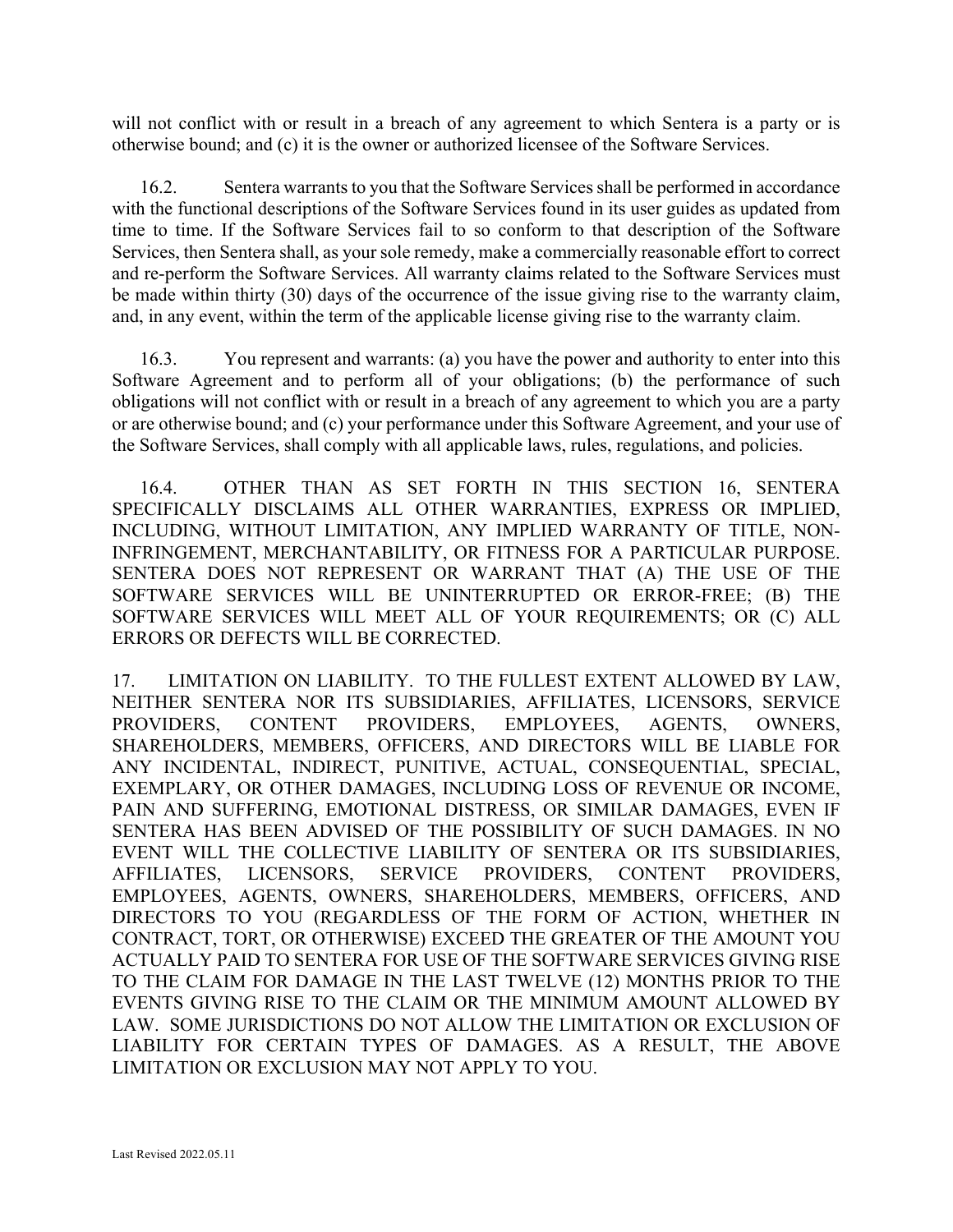will not conflict with or result in a breach of any agreement to which Sentera is a party or is otherwise bound; and (c) it is the owner or authorized licensee of the Software Services.

16.2. Sentera warrants to you that the Software Services shall be performed in accordance with the functional descriptions of the Software Services found in its user guides as updated from time to time. If the Software Services fail to so conform to that description of the Software Services, then Sentera shall, as your sole remedy, make a commercially reasonable effort to correct and re-perform the Software Services. All warranty claims related to the Software Services must be made within thirty (30) days of the occurrence of the issue giving rise to the warranty claim, and, in any event, within the term of the applicable license giving rise to the warranty claim.

16.3. You represent and warrants: (a) you have the power and authority to enter into this Software Agreement and to perform all of your obligations; (b) the performance of such obligations will not conflict with or result in a breach of any agreement to which you are a party or are otherwise bound; and (c) your performance under this Software Agreement, and your use of the Software Services, shall comply with all applicable laws, rules, regulations, and policies.

16.4. OTHER THAN AS SET FORTH IN THIS SECTION 16, SENTERA SPECIFICALLY DISCLAIMS ALL OTHER WARRANTIES, EXPRESS OR IMPLIED, INCLUDING, WITHOUT LIMITATION, ANY IMPLIED WARRANTY OF TITLE, NON-INFRINGEMENT, MERCHANTABILITY, OR FITNESS FOR A PARTICULAR PURPOSE. SENTERA DOES NOT REPRESENT OR WARRANT THAT (A) THE USE OF THE SOFTWARE SERVICES WILL BE UNINTERRUPTED OR ERROR-FREE; (B) THE SOFTWARE SERVICES WILL MEET ALL OF YOUR REQUIREMENTS; OR (C) ALL ERRORS OR DEFECTS WILL BE CORRECTED.

17. LIMITATION ON LIABILITY. TO THE FULLEST EXTENT ALLOWED BY LAW, NEITHER SENTERA NOR ITS SUBSIDIARIES, AFFILIATES, LICENSORS, SERVICE PROVIDERS, CONTENT PROVIDERS, EMPLOYEES, AGENTS, OWNERS, SHAREHOLDERS, MEMBERS, OFFICERS, AND DIRECTORS WILL BE LIABLE FOR ANY INCIDENTAL, INDIRECT, PUNITIVE, ACTUAL, CONSEQUENTIAL, SPECIAL, EXEMPLARY, OR OTHER DAMAGES, INCLUDING LOSS OF REVENUE OR INCOME, PAIN AND SUFFERING, EMOTIONAL DISTRESS, OR SIMILAR DAMAGES, EVEN IF SENTERA HAS BEEN ADVISED OF THE POSSIBILITY OF SUCH DAMAGES. IN NO EVENT WILL THE COLLECTIVE LIABILITY OF SENTERA OR ITS SUBSIDIARIES, AFFILIATES, LICENSORS, SERVICE PROVIDERS, CONTENT PROVIDERS, EMPLOYEES, AGENTS, OWNERS, SHAREHOLDERS, MEMBERS, OFFICERS, AND DIRECTORS TO YOU (REGARDLESS OF THE FORM OF ACTION, WHETHER IN CONTRACT, TORT, OR OTHERWISE) EXCEED THE GREATER OF THE AMOUNT YOU ACTUALLY PAID TO SENTERA FOR USE OF THE SOFTWARE SERVICES GIVING RISE TO THE CLAIM FOR DAMAGE IN THE LAST TWELVE (12) MONTHS PRIOR TO THE EVENTS GIVING RISE TO THE CLAIM OR THE MINIMUM AMOUNT ALLOWED BY LAW. SOME JURISDICTIONS DO NOT ALLOW THE LIMITATION OR EXCLUSION OF LIABILITY FOR CERTAIN TYPES OF DAMAGES. AS A RESULT, THE ABOVE LIMITATION OR EXCLUSION MAY NOT APPLY TO YOU.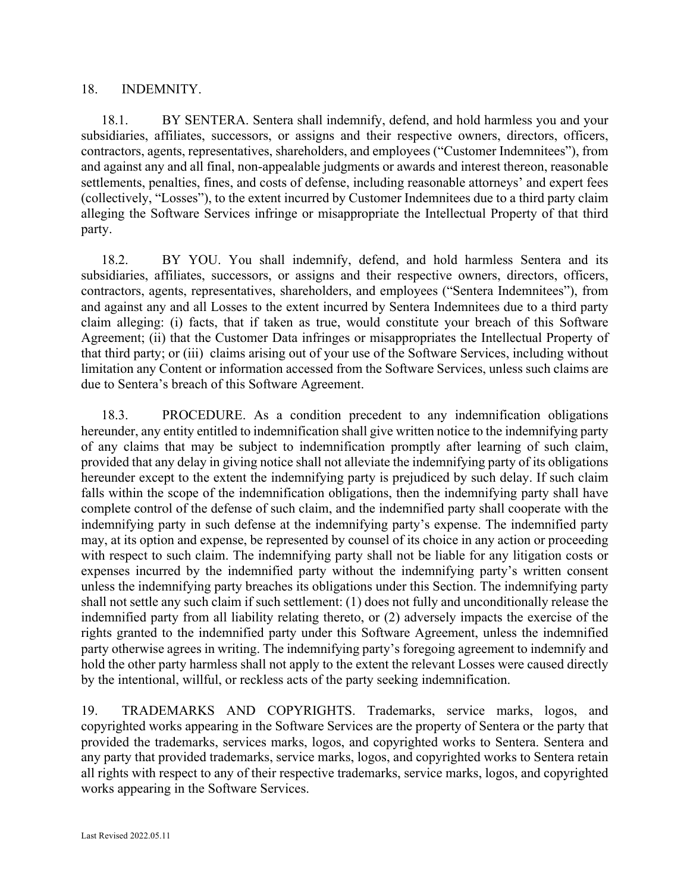## 18. INDEMNITY.

18.1. BY SENTERA. Sentera shall indemnify, defend, and hold harmless you and your subsidiaries, affiliates, successors, or assigns and their respective owners, directors, officers, contractors, agents, representatives, shareholders, and employees ("Customer Indemnitees"), from and against any and all final, non-appealable judgments or awards and interest thereon, reasonable settlements, penalties, fines, and costs of defense, including reasonable attorneys' and expert fees (collectively, "Losses"), to the extent incurred by Customer Indemnitees due to a third party claim alleging the Software Services infringe or misappropriate the Intellectual Property of that third party.

18.2. BY YOU. You shall indemnify, defend, and hold harmless Sentera and its subsidiaries, affiliates, successors, or assigns and their respective owners, directors, officers, contractors, agents, representatives, shareholders, and employees ("Sentera Indemnitees"), from and against any and all Losses to the extent incurred by Sentera Indemnitees due to a third party claim alleging: (i) facts, that if taken as true, would constitute your breach of this Software Agreement; (ii) that the Customer Data infringes or misappropriates the Intellectual Property of that third party; or (iii) claims arising out of your use of the Software Services, including without limitation any Content or information accessed from the Software Services, unless such claims are due to Sentera's breach of this Software Agreement.

18.3. PROCEDURE. As a condition precedent to any indemnification obligations hereunder, any entity entitled to indemnification shall give written notice to the indemnifying party of any claims that may be subject to indemnification promptly after learning of such claim, provided that any delay in giving notice shall not alleviate the indemnifying party of its obligations hereunder except to the extent the indemnifying party is prejudiced by such delay. If such claim falls within the scope of the indemnification obligations, then the indemnifying party shall have complete control of the defense of such claim, and the indemnified party shall cooperate with the indemnifying party in such defense at the indemnifying party's expense. The indemnified party may, at its option and expense, be represented by counsel of its choice in any action or proceeding with respect to such claim. The indemnifying party shall not be liable for any litigation costs or expenses incurred by the indemnified party without the indemnifying party's written consent unless the indemnifying party breaches its obligations under this Section. The indemnifying party shall not settle any such claim if such settlement: (1) does not fully and unconditionally release the indemnified party from all liability relating thereto, or (2) adversely impacts the exercise of the rights granted to the indemnified party under this Software Agreement, unless the indemnified party otherwise agrees in writing. The indemnifying party's foregoing agreement to indemnify and hold the other party harmless shall not apply to the extent the relevant Losses were caused directly by the intentional, willful, or reckless acts of the party seeking indemnification.

## 19. TRADEMARKS AND COPYRIGHTS.

Trademarks, service marks, logos, and copyrighted works appearing in the Software Services are the property of Sentera or the party that provided the trademarks, services marks, logos, and copyrighted works to Sentera. Sentera and any party that provided trademarks, service marks, logos, and copyrighted works to Sentera retain all rights with respect to any of their respective trademarks, service marks, logos, and copyrighted works appearing in the Software Services.

Last Revised 2022.05.11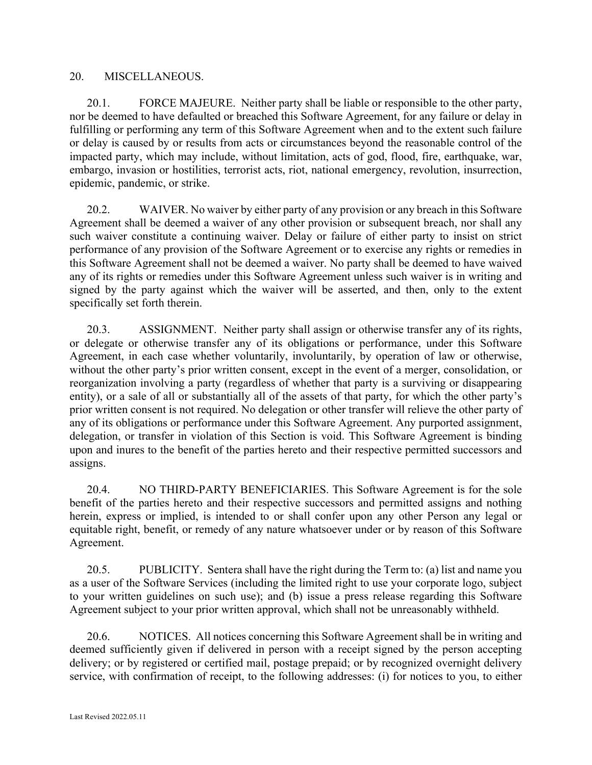## 20. MISCELLANEOUS.

20.1. FORCE MAJEURE. Neither party shall be liable or responsible to the other party, nor be deemed to have defaulted or breached this Software Agreement, for any failure or delay in fulfilling or performing any term of this Software Agreement when and to the extent such failure or delay is caused by or results from acts or circumstances beyond the reasonable control of the impacted party, which may include, without limitation, acts of god, flood, fire, earthquake, war, embargo, invasion or hostilities, terrorist acts, riot, national emergency, revolution, insurrection, epidemic, pandemic, or strike.

20.2. WAIVER. No waiver by either party of any provision or any breach in this Software Agreement shall be deemed a waiver of any other provision or subsequent breach, nor shall any such waiver constitute a continuing waiver. Delay or failure of either party to insist on strict performance of any provision of the Software Agreement or to exercise any rights or remedies in this Software Agreement shall not be deemed a waiver. No party shall be deemed to have waived any of its rights or remedies under this Software Agreement unless such waiver is in writing and signed by the party against which the waiver will be asserted, and then, only to the extent specifically set forth therein.

20.3. ASSIGNMENT. Neither party shall assign or otherwise transfer any of its rights, or delegate or otherwise transfer any of its obligations or performance, under this Software Agreement, in each case whether voluntarily, involuntarily, by operation of law or otherwise, without the other party's prior written consent, except in the event of a merger, consolidation, or reorganization involving a party (regardless of whether that party is a surviving or disappearing entity), or a sale of all or substantially all of the assets of that party, for which the other party's prior written consent is not required. No delegation or other transfer will relieve the other party of any of its obligations or performance under this Software Agreement. Any purported assignment, delegation, or transfer in violation of this Section is void. This Software Agreement is binding upon and inures to the benefit of the parties hereto and their respective permitted successors and assigns.

20.4. NO THIRD-PARTY BENEFICIARIES. This Software Agreement is for the sole benefit of the parties hereto and their respective successors and permitted assigns and nothing herein, express or implied, is intended to or shall confer upon any other Person any legal or equitable right, benefit, or remedy of any nature whatsoever under or by reason of this Software Agreement.

20.5. PUBLICITY. Sentera shall have the right during the Term to: (a) list and name you as a user of the Software Services (including the limited right to use your corporate logo, subject to your written guidelines on such use); and (b) issue a press release regarding this Software Agreement subject to your prior written approval, which shall not be unreasonably withheld.

20.6. NOTICES. All notices concerning this Software Agreement shall be in writing and deemed sufficiently given if delivered in person with a receipt signed by the person accepting delivery; or by registered or certified mail, postage prepaid; or by recognized overnight delivery service, with confirmation of receipt, to the following addresses: (i) for notices to you, to either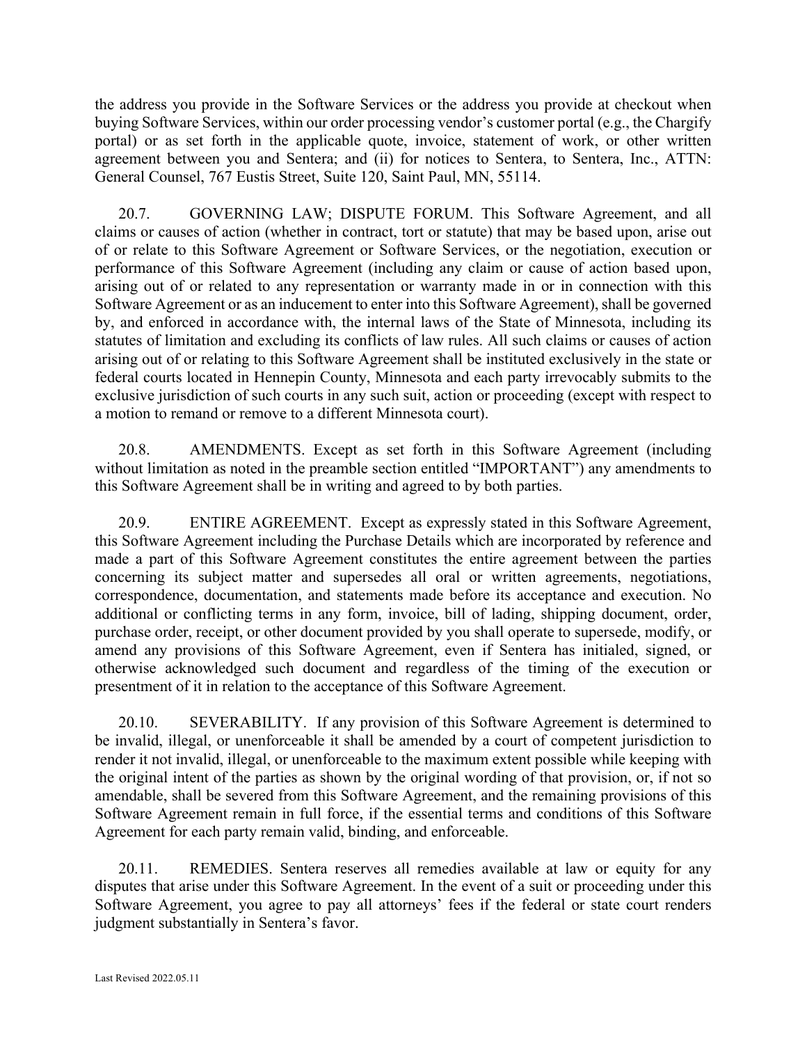the address you provide in the Software Services or the address you provide at checkout when buying Software Services, within our order processing vendor's customer portal (e.g., the Chargify portal) or as set forth in the applicable quote, invoice, statement of work, or other written agreement between you and Sentera; and (ii) for notices to Sentera, to Sentera, Inc., ATTN: General Counsel, 767 Eustis Street, Suite 120, Saint Paul, MN, 55114.

20.7. GOVERNING LAW; DISPUTE FORUM. This Software Agreement, and all claims or causes of action (whether in contract, tort or statute) that may be based upon, arise out of or relate to this Software Agreement or Software Services, or the negotiation, execution or performance of this Software Agreement (including any claim or cause of action based upon, arising out of or related to any representation or warranty made in or in connection with this Software Agreement or as an inducement to enter into this Software Agreement), shall be governed by, and enforced in accordance with, the internal laws of the State of Minnesota, including its statutes of limitation and excluding its conflicts of law rules. All such claims or causes of action arising out of or relating to this Software Agreement shall be instituted exclusively in the state or federal courts located in Hennepin County, Minnesota and each party irrevocably submits to the exclusive jurisdiction of such courts in any such suit, action or proceeding (except with respect to a motion to remand or remove to a different Minnesota court).

20.8. AMENDMENTS. Except as set forth in this Software Agreement (including without limitation as noted in the preamble section entitled "IMPORTANT") any amendments to this Software Agreement shall be in writing and agreed to by both parties.

20.9. ENTIRE AGREEMENT. Except as expressly stated in this Software Agreement, this Software Agreement including the Purchase Details which are incorporated by reference and made a part of this Software Agreement constitutes the entire agreement between the parties concerning its subject matter and supersedes all oral or written agreements, negotiations, correspondence, documentation, and statements made before its acceptance and execution. No additional or conflicting terms in any form, invoice, bill of lading, shipping document, order, purchase order, receipt, or other document provided by you shall operate to supersede, modify, or amend any provisions of this Software Agreement, even if Sentera has initialed, signed, or otherwise acknowledged such document and regardless of the timing of the execution or presentment of it in relation to the acceptance of this Software Agreement.

20.10. SEVERABILITY. If any provision of this Software Agreement is determined to be invalid, illegal, or unenforceable it shall be amended by a court of competent jurisdiction to render it not invalid, illegal, or unenforceable to the maximum extent possible while keeping with the original intent of the parties as shown by the original wording of that provision, or, if not so amendable, shall be severed from this Software Agreement, and the remaining provisions of this Software Agreement remain in full force, if the essential terms and conditions of this Software Agreement for each party remain valid, binding, and enforceable.

20.11. REMEDIES. Sentera reserves all remedies available at law or equity for any disputes that arise under this Software Agreement. In the event of a suit or proceeding under this Software Agreement, you agree to pay all attorneys' fees if the federal or state court renders judgment substantially in Sentera's favor.